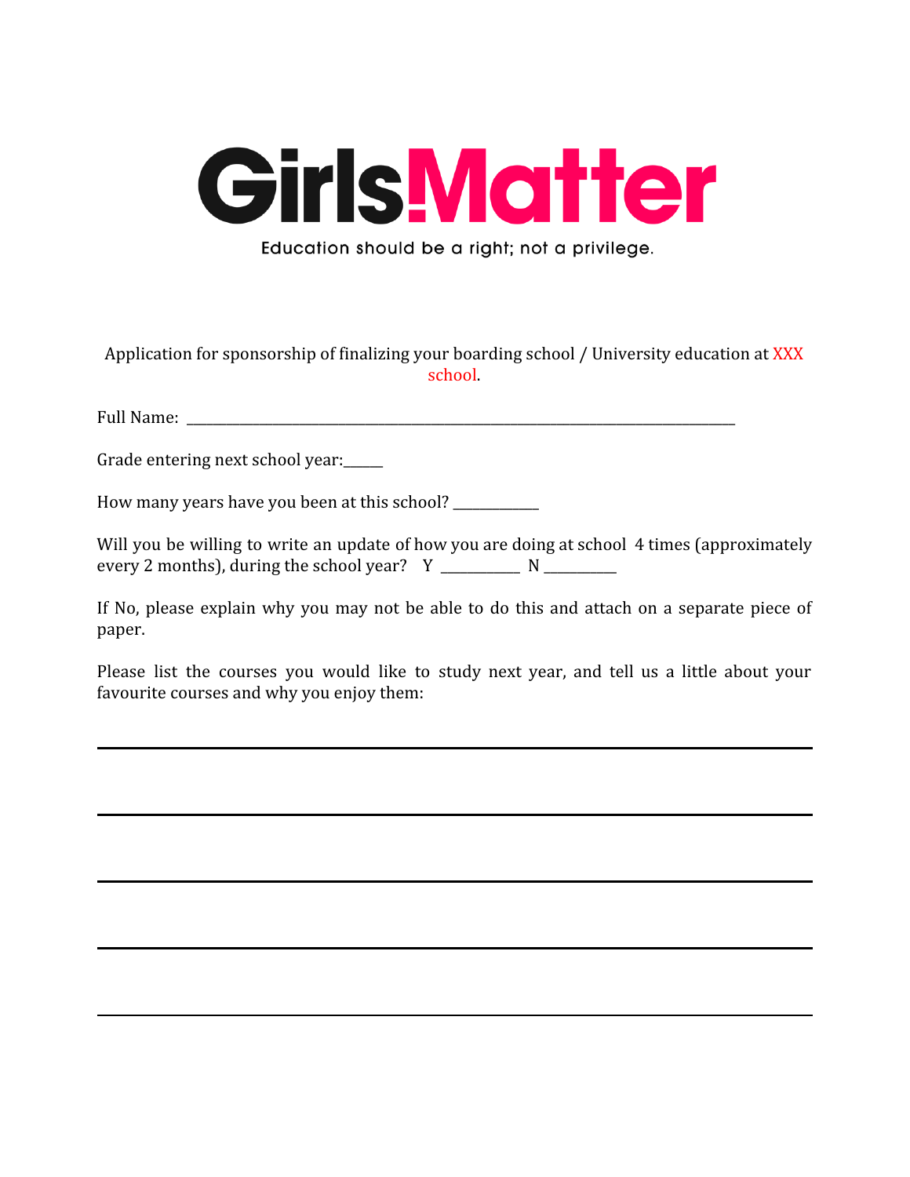# GirlsMatter

Education should be a right; not a privilege.

Application for sponsorship of finalizing your boarding school / University education at XXX school.

Full Name: ______________________________________________________________________________

Grade entering next school year:_____

How many years have you been at this school? ___________

Will you be willing to write an update of how you are doing at school 4 times (approximately every 2 months), during the school year? Y __________ N _________

If No, please explain why you may not be able to do this and attach on a separate piece of paper.

Please list the courses you would like to study next year, and tell us a little about your favourite courses and why you enjoy them:

______________________________________________________________________________

______________________________________________________________________________

______________________________________________________________________________

______________________________________________________________________________

______________________________________________________________________________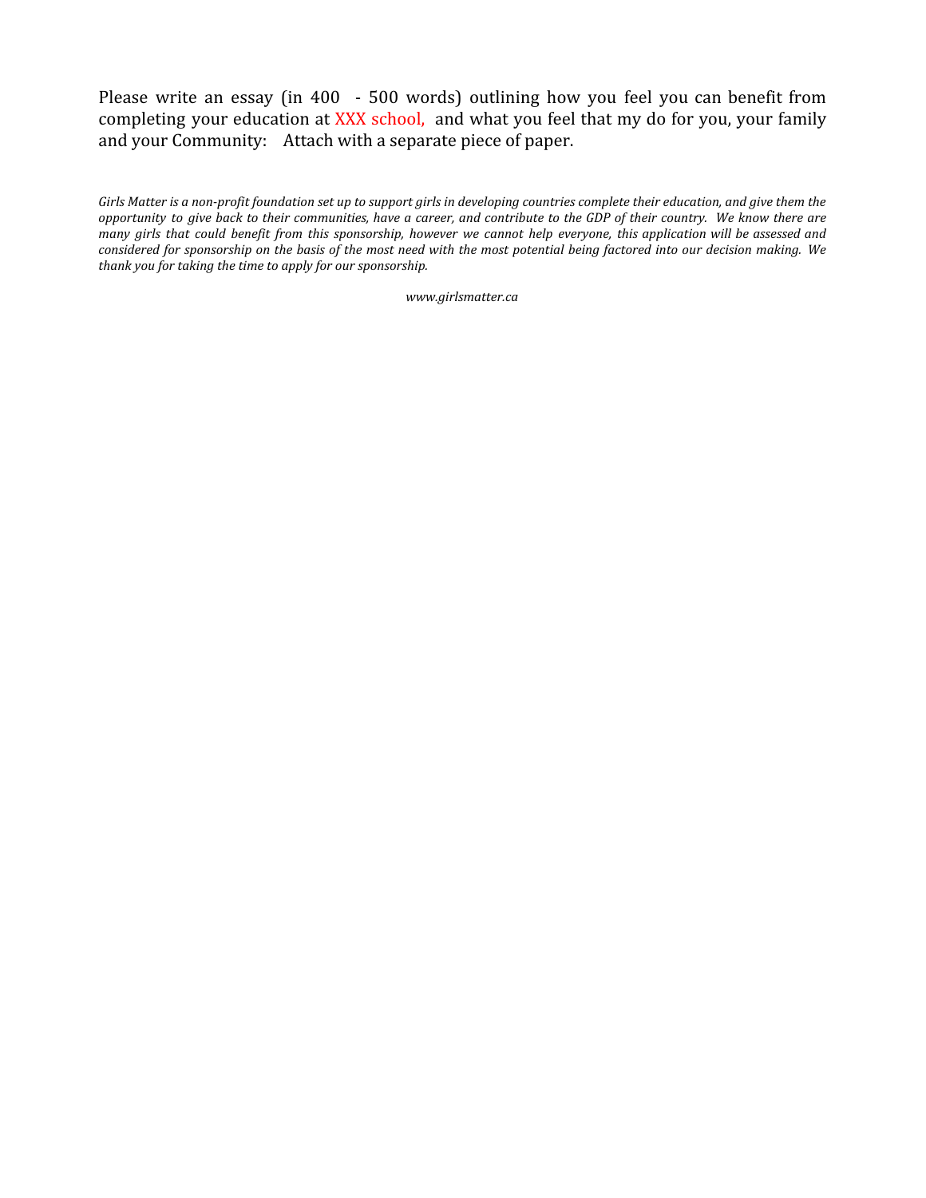Please write an essay (in 400 - 500 words) outlining how you feel you can benefit from completing your education at XXX school, and what you feel that my do for you, your family and your Community: Attach with a separate piece of paper.

*Girls Matter is a non-profit foundation set up to support girls in developing countries complete their education, and give them the opportunity to give back to their communities, have a career, and contribute to the GDP of their country. We know there are many girls that could benefit from this sponsorship, however we cannot help everyone, this application will be assessed and considered for sponsorship on the basis of the most need with the most potential being factored into our decision making. We thank you for taking the time to apply for our sponsorship.*

*www.girlsmatter.ca*